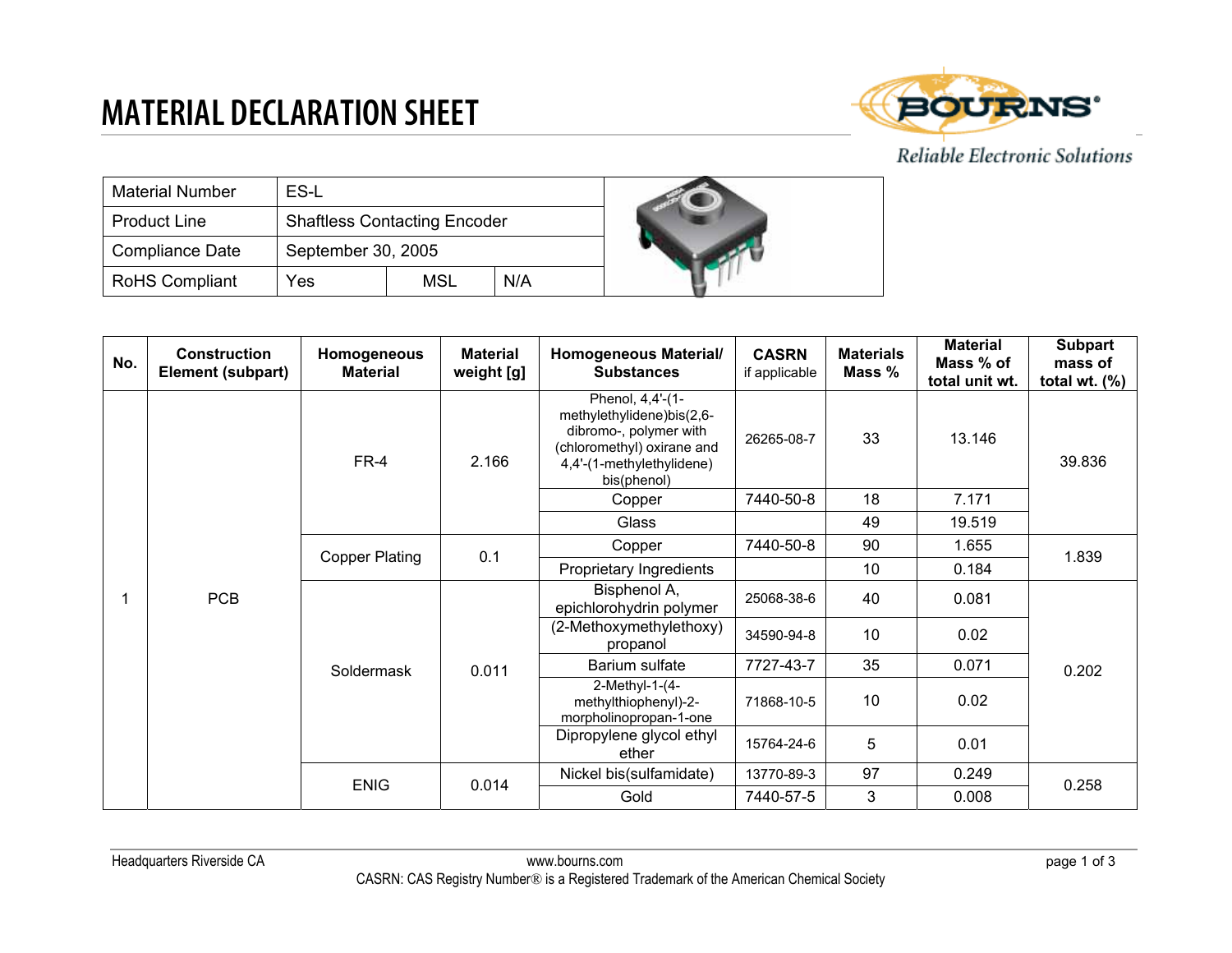# MATERIAL DECLARATION SHEET

BOURNS® Reliable Electronic Solutions

| Material Number | ES-L | | |
|---|---|---|---|
| Product Line | Shaftless Contacting Encoder | | |
| Compliance Date | September 30, 2005 | | |
| RoHS Compliant | Yes | MSL | N/A |

| No. | Construction Element (subpart) | Homogeneous Material | Material weight [g] | Homogeneous Material/ Substances | CASRN if applicable | Materials Mass % | Material Mass % of total unit wt. | Subpart mass of total wt. (%) |
|---|---|---|---|---|---|---|---|---|
| 1 | PCB | FR-4 | 2.166 | Phenol, 4,4'-(1-methylethylidene)bis(2,6-dibromo-, polymer with (chloromethyl) oxirane and 4,4'-(1-methylethylidene) bis(phenol) | 26265-08-7 | 33 | 13.146 | 39.836 |
| | | | | Copper | 7440-50-8 | 18 | 7.171 | |
| | | | | Glass | | 49 | 19.519 | |
| | | Copper Plating | 0.1 | Copper | 7440-50-8 | 90 | 1.655 | 1.839 |
| | | | | Proprietary Ingredients | | 10 | 0.184 | |
| | | Soldermask | 0.011 | Bisphenol A, epichlorohydrin polymer | 25068-38-6 | 40 | 0.081 | 0.202 |
| | | | | (2-Methoxymethylethoxy) propanol | 34590-94-8 | 10 | 0.02 | |
| | | | | Barium sulfate | 7727-43-7 | 35 | 0.071 | |
| | | | | 2-Methyl-1-(4-methylthiophenyl)-2-morpholinopropan-1-one | 71868-10-5 | 10 | 0.02 | |
| | | | | Dipropylene glycol ethyl ether | 15764-24-6 | 5 | 0.01 | |
| | | ENIG | 0.014 | Nickel bis(sulfamidate) | 13770-89-3 | 97 | 0.249 | 0.258 |
| | | | | Gold | 7440-57-5 | 3 | 0.008 | |

Headquarters Riverside CA www.bourns.com

CASRN: CAS Registry Number® is a Registered Trademark of the American Chemical Society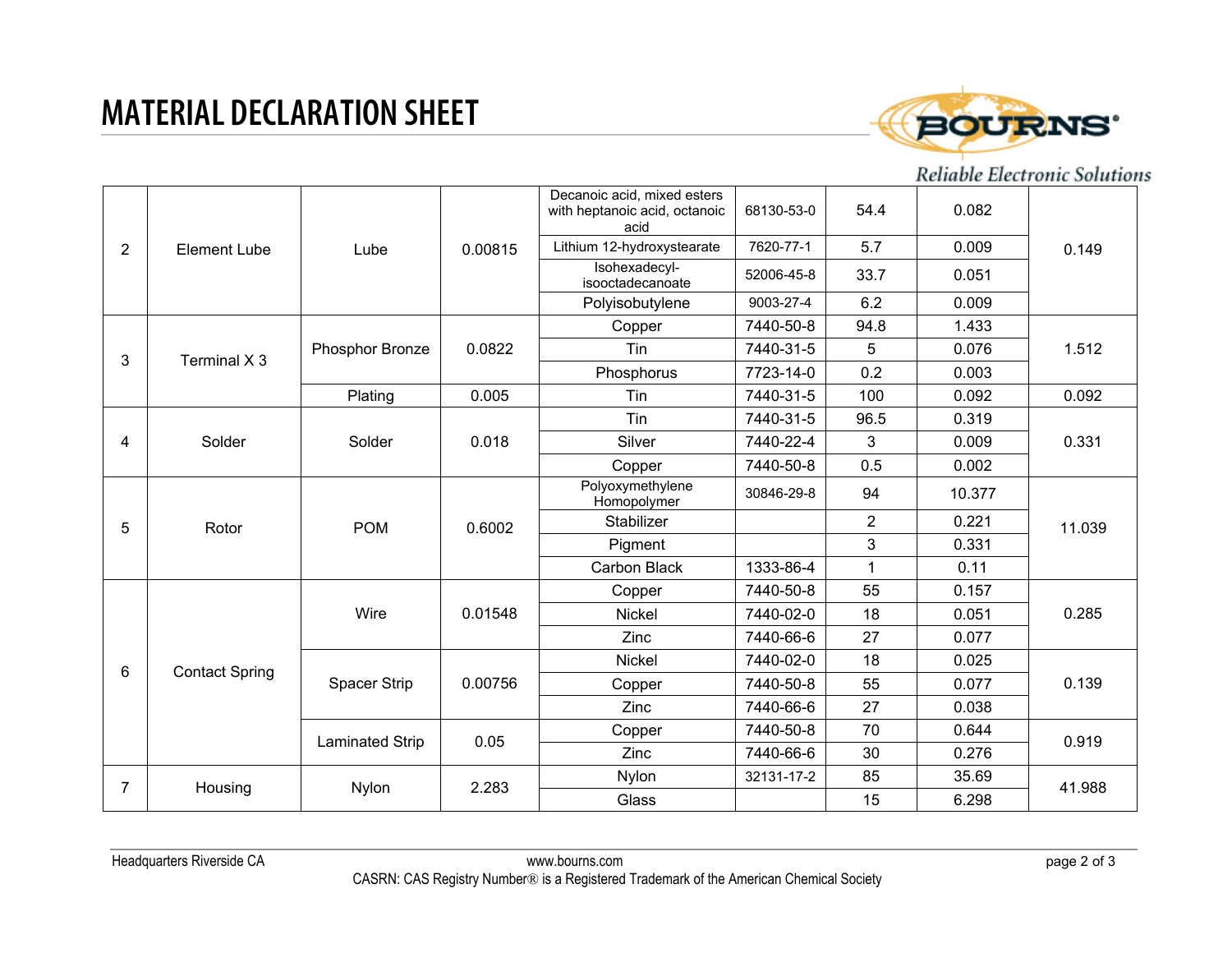# MATERIAL DECLARATION SHEET

BOURNS®

*Reliable Electronic Solutions*

| | | | | | | | | |
|---|---|---|---|---|---|---|---|---|
| 2 | Element Lube | Lube | 0.00815 | Decanoic acid, mixed esters with heptanoic acid, octanoic acid | 68130-53-0 | 54.4 | 0.082 | 0.149 |
| | | | | Lithium 12-hydroxystearate | 7620-77-1 | 5.7 | 0.009 | |
| | | | | Isohexadecyl-isooctadecanoate | 52006-45-8 | 33.7 | 0.051 | |
| | | | | Polyisobutylene | 9003-27-4 | 6.2 | 0.009 | |
| 3 | Terminal X 3 | Phosphor Bronze | 0.0822 | Copper | 7440-50-8 | 94.8 | 1.433 | 1.512 |
| | | | | Tin | 7440-31-5 | 5 | 0.076 | |
| | | | | Phosphorus | 7723-14-0 | 0.2 | 0.003 | |
| | | Plating | 0.005 | Tin | 7440-31-5 | 100 | 0.092 | 0.092 |
| 4 | Solder | Solder | 0.018 | Tin | 7440-31-5 | 96.5 | 0.319 | 0.331 |
| | | | | Silver | 7440-22-4 | 3 | 0.009 | |
| | | | | Copper | 7440-50-8 | 0.5 | 0.002 | |
| 5 | Rotor | POM | 0.6002 | Polyoxymethylene Homopolymer | 30846-29-8 | 94 | 10.377 | 11.039 |
| | | | | Stabilizer | | 2 | 0.221 | |
| | | | | Pigment | | 3 | 0.331 | |
| | | | | Carbon Black | 1333-86-4 | 1 | 0.11 | |
| 6 | Contact Spring | Wire | 0.01548 | Copper | 7440-50-8 | 55 | 0.157 | 0.285 |
| | | | | Nickel | 7440-02-0 | 18 | 0.051 | |
| | | | | Zinc | 7440-66-6 | 27 | 0.077 | |
| | | Spacer Strip | 0.00756 | Nickel | 7440-02-0 | 18 | 0.025 | 0.139 |
| | | | | Copper | 7440-50-8 | 55 | 0.077 | |
| | | | | Zinc | 7440-66-6 | 27 | 0.038 | |
| | | Laminated Strip | 0.05 | Copper | 7440-50-8 | 70 | 0.644 | 0.919 |
| | | | | Zinc | 7440-66-6 | 30 | 0.276 | |
| 7 | Housing | Nylon | 2.283 | Nylon | 32131-17-2 | 85 | 35.69 | 41.988 |
| | | | | Glass | | 15 | 6.298 | |

Headquarters Riverside CA

www.bourns.com

CASRN: CAS Registry Number® is a Registered Trademark of the American Chemical Society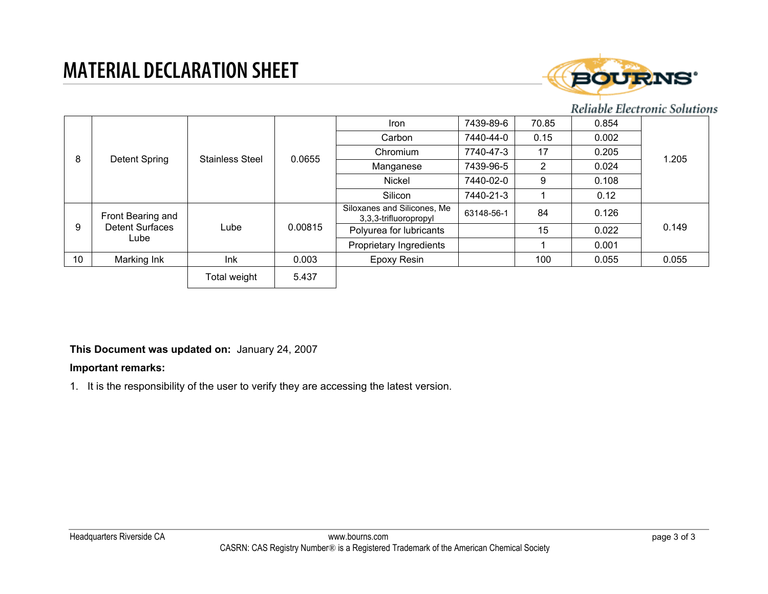# MATERIAL DECLARATION SHEET

| | | | | | | | | |
|---|---|---|---|---|---|---|---|---|
| 8 | Detent Spring | Stainless Steel | 0.0655 | Iron | 7439-89-6 | 70.85 | 0.854 | 1.205 |
| | | | | Carbon | 7440-44-0 | 0.15 | 0.002 | |
| | | | | Chromium | 7740-47-3 | 17 | 0.205 | |
| | | | | Manganese | 7439-96-5 | 2 | 0.024 | |
| | | | | Nickel | 7440-02-0 | 9 | 0.108 | |
| | | | | Silicon | 7440-21-3 | 1 | 0.12 | |
| 9 | Front Bearing and Detent Surfaces Lube | Lube | 0.00815 | Siloxanes and Silicones, Me 3,3,3-trifluoropropyl | 63148-56-1 | 84 | 0.126 | 0.149 |
| | | | | Polyurea for lubricants | | 15 | 0.022 | |
| | | | | Proprietary Ingredients | | 1 | 0.001 | |
| 10 | Marking Ink | Ink | 0.003 | Epoxy Resin | | 100 | 0.055 | 0.055 |
| | | Total weight | 5.437 | | | | | |

**This Document was updated on:** January 24, 2007

**Important remarks:**

1. It is the responsibility of the user to verify they are accessing the latest version.

Headquarters Riverside CA www.bourns.com

CASRN: CAS Registry Number® is a Registered Trademark of the American Chemical Society